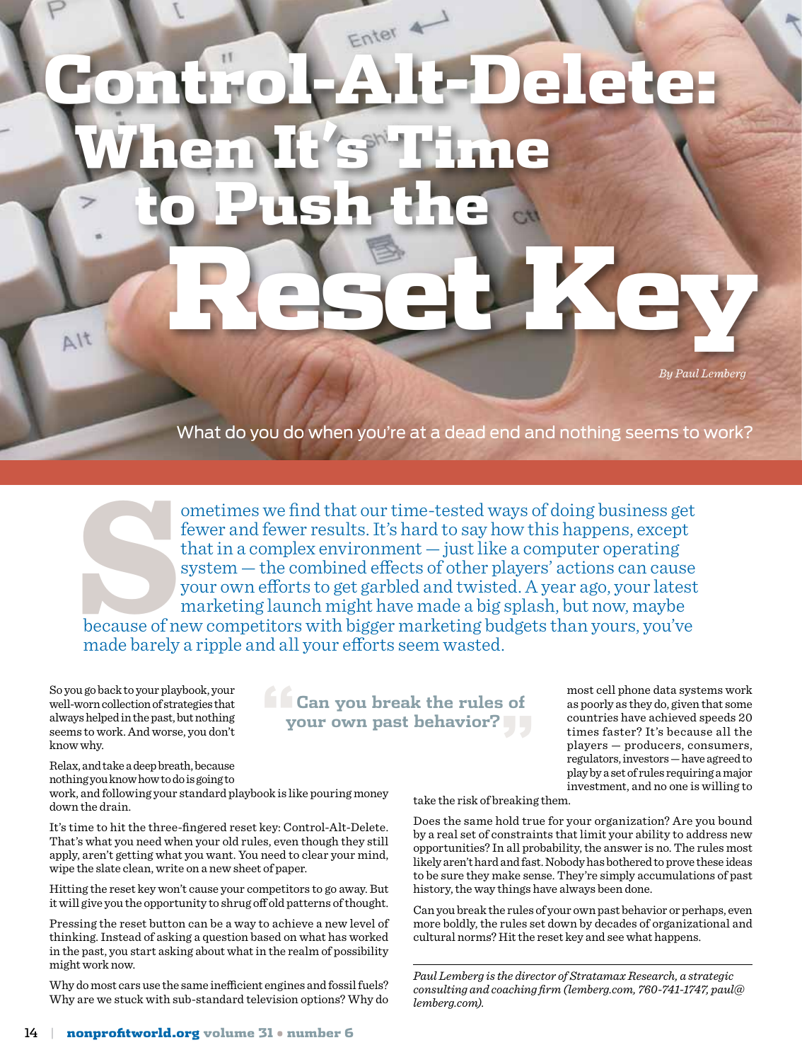# Control-Alt-Delete: When It's Time to Push the Reset Key

*By Paul Lemberg*

What do you do when you're at a dead end and nothing seems to work?

Sometimes we find that our time-tested ways of doing business get fewer and fewer results. It's hard to say how this happens, except that in a complex environment — just like a computer operating system — the combined effects of other players' actions can cause your own efforts to get garbled and twisted. A year ago, your latest marketing launch might have made a big splash, but now, maybe because of new competitors with bigger marketing budgets than yours, you've made barely a ripple and all your efforts seem wasted.

So you go back to your playbook, your well-worn collection of strategies that always helped in the past, but nothing seems to work. And worse, you don't know why.

Relax, and take a deep breath, because nothing you know how to do is going to work, and following your standard playbook is like pouring money down the drain.

It's time to hit the three-fingered reset key: Control-Alt-Delete. That's what you need when your old rules, even though they still apply, aren't getting what you want. You need to clear your mind, wipe the slate clean, write on a new sheet of paper.

Hitting the reset key won't cause your competitors to go away. But it will give you the opportunity to shrug off old patterns of thought.

Pressing the reset button can be a way to achieve a new level of thinking. Instead of asking a question based on what has worked in the past, you start asking about what in the realm of possibility might work now.

Why do most cars use the same inefficient engines and fossil fuels? Why are we stuck with sub-standard television options? Why do most cell phone data systems work as poorly as they do, given that some countries have achieved speeds 20 times faster? It's because all the players — producers, consumers, regulators, investors — have agreed to play by a set of rules requiring a major investment, and no one is willing to take the risk of breaking them.

> **"Can you break the rules of your own past behavior?"**

Does the same hold true for your organization? Are you bound by a real set of constraints that limit your ability to address new opportunities? In all probability, the answer is no. The rules most likely aren't hard and fast. Nobody has bothered to prove these ideas to be sure they make sense. They're simply accumulations of past history, the way things have always been done.

Can you break the rules of your own past behavior or perhaps, even more boldly, the rules set down by decades of organizational and cultural norms? Hit the reset key and see what happens.

---

*Paul Lemberg is the director of Stratamax Research, a strategic consulting and coaching firm (lemberg.com, 760-741-1747, paul@lemberg.com).*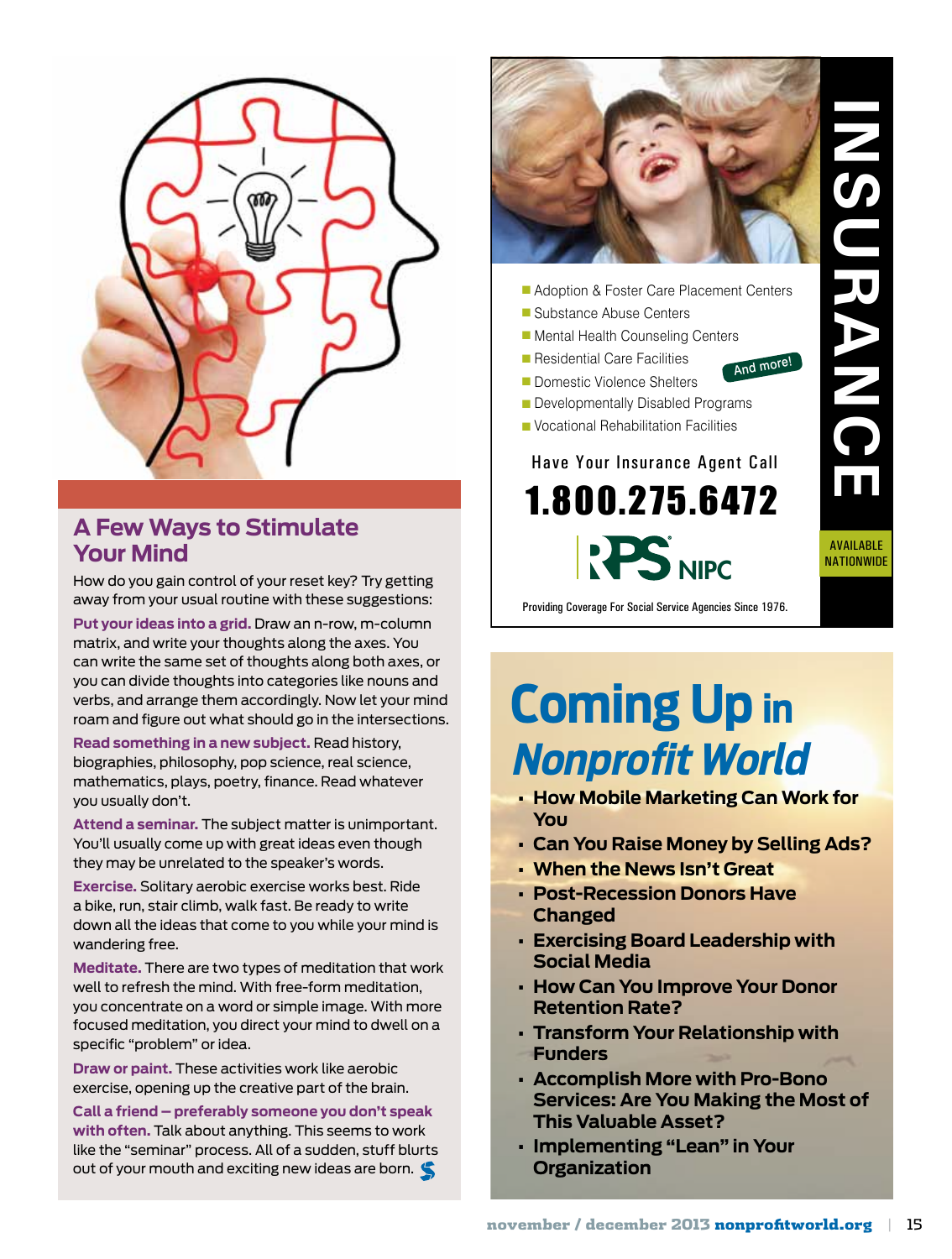## A Few Ways to Stimulate Your Mind

How do you gain control of your reset key? Try getting away from your usual routine with these suggestions:

**Put your ideas into a grid.** Draw an n-row, m-column matrix, and write your thoughts along the axes. You can write the same set of thoughts along both axes, or you can divide thoughts into categories like nouns and verbs, and arrange them accordingly. Now let your mind roam and figure out what should go in the intersections.

**Read something in a new subject.** Read history, biographies, philosophy, pop science, real science, mathematics, plays, poetry, finance. Read whatever you usually don't.

**Attend a seminar.** The subject matter is unimportant. You'll usually come up with great ideas even though they may be unrelated to the speaker's words.

**Exercise.** Solitary aerobic exercise works best. Ride a bike, run, stair climb, walk fast. Be ready to write down all the ideas that come to you while your mind is wandering free.

**Meditate.** There are two types of meditation that work well to refresh the mind. With free-form meditation, you concentrate on a word or simple image. With more focused meditation, you direct your mind to dwell on a specific "problem" or idea.

**Draw or paint.** These activities work like aerobic exercise, opening up the creative part of the brain.

**Call a friend – preferably someone you don't speak with often.** Talk about anything. This seems to work like the "seminar" process. All of a sudden, stuff blurts out of your mouth and exciting new ideas are born.

---

# INSURANCE

- Adoption & Foster Care Placement Centers
- Substance Abuse Centers
- Mental Health Counseling Centers
- Residential Care Facilities
- Domestic Violence Shelters
- Developmentally Disabled Programs
- Vocational Rehabilitation Facilities

And more!

Have Your Insurance Agent Call

**1.800.275.6472**

RPS NIPC

Providing Coverage For Social Service Agencies Since 1976.

AVAILABLE NATIONWIDE

---

## Coming Up in *Nonprofit World*

- **How Mobile Marketing Can Work for You**
- **Can You Raise Money by Selling Ads?**
- **When the News Isn't Great**
- **Post-Recession Donors Have Changed**
- **Exercising Board Leadership with Social Media**
- **How Can You Improve Your Donor Retention Rate?**
- **Transform Your Relationship with Funders**
- **Accomplish More with Pro-Bono Services: Are You Making the Most of This Valuable Asset?**
- **Implementing "Lean" in Your Organization**